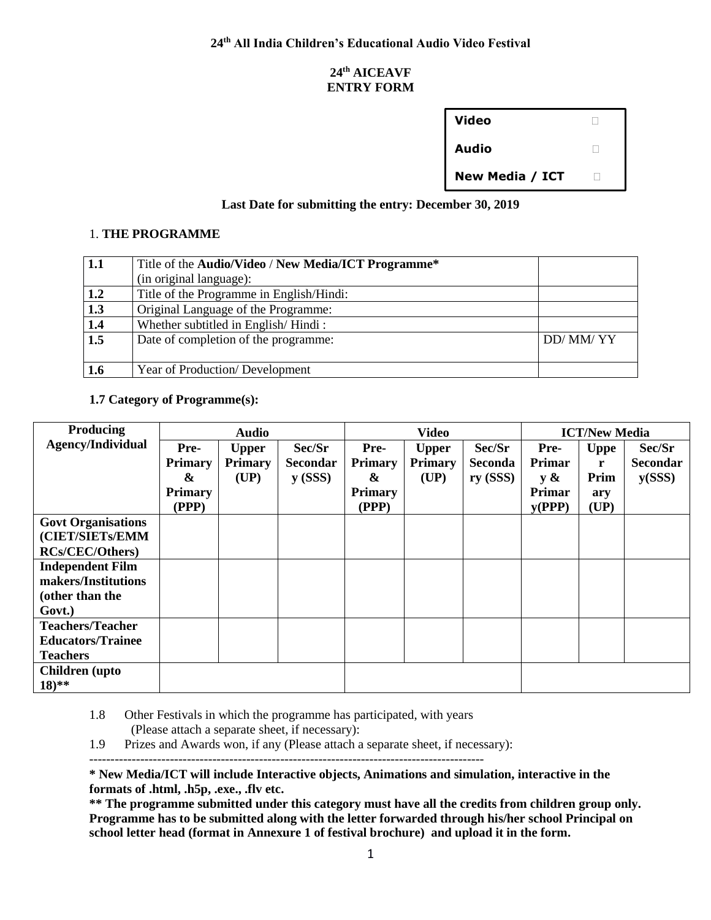**24th All India Children's Educational Audio Video Festival**

**24th AICEAVF**
**ENTRY FORM**

| | |
|---|---|
| **Video** | ☐ |
| **Audio** | ☐ |
| **New Media / ICT** | ☐ |

**Last Date for submitting the entry: December 30, 2019**

1. **THE PROGRAMME**

| | | |
|---|---|---|
| **1.1** | Title of the **Audio/Video** / **New Media/ICT Programme*** (in original language): | |
| **1.2** | Title of the Programme in English/Hindi: | |
| **1.3** | Original Language of the Programme: | |
| **1.4** | Whether subtitled in English/ Hindi : | |
| **1.5** | Date of completion of the programme: | DD/ MM/ YY |
| **1.6** | Year of Production/ Development | |

**1.7 Category of Programme(s):**

| **Producing Agency/Individual** | **Audio** | | | **Video** | | | **ICT/New Media** | | |
|---|---|---|---|---|---|---|---|---|---|
| | **Pre-Primary & Primary (PPP)** | **Upper Primary (UP)** | **Sec/Sr Secondary (SSS)** | **Pre-Primary & Primary (PPP)** | **Upper Primary (UP)** | **Sec/Sr Secondary (SSS)** | **Pre-Primary & Primary(PPP)** | **Upper Primary (UP)** | **Sec/Sr Secondary(SSS)** |
| **Govt Organisations (CIET/SIETs/EMMRCs/CEC/Others)** | | | | | | | | | |
| **Independent Film makers/Institutions (other than the Govt.)** | | | | | | | | | |
| **Teachers/Teacher Educators/Trainee Teachers** | | | | | | | | | |
| **Children (upto 18)**** | | | | | | | | | |

1.8 Other Festivals in which the programme has participated, with years (Please attach a separate sheet, if necessary):

1.9 Prizes and Awards won, if any (Please attach a separate sheet, if necessary):

---

**\* New Media/ICT will include Interactive objects, Animations and simulation, interactive in the formats of .html, .h5p, .exe., .flv etc.**

**\*\* The programme submitted under this category must have all the credits from children group only. Programme has to be submitted along with the letter forwarded through his/her school Principal on school letter head (format in Annexure 1 of festival brochure) and upload it in the form.**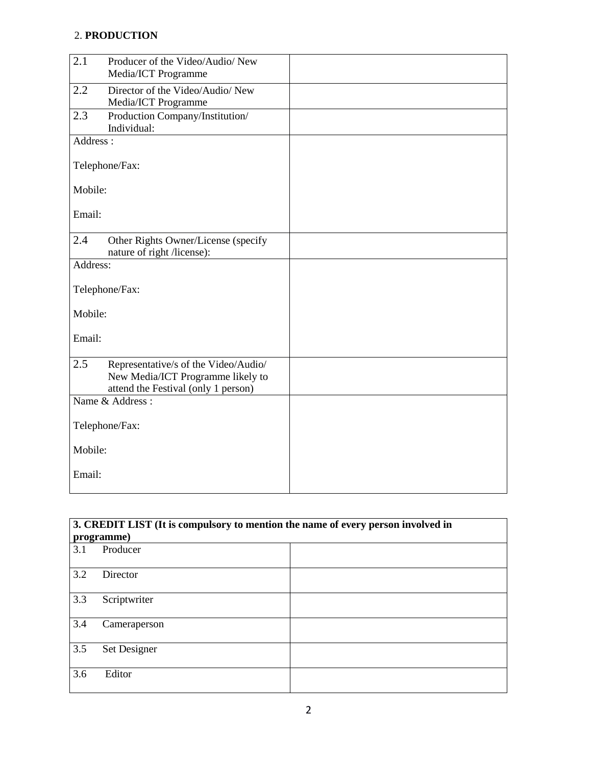## 2. **PRODUCTION**

| | |
|---|---|
| 2.1 Producer of the Video/Audio/ New Media/ICT Programme | |
| 2.2 Director of the Video/Audio/ New Media/ICT Programme | |
| 2.3 Production Company/Institution/ Individual: | |
| Address :<br><br>Telephone/Fax:<br><br>Mobile:<br><br>Email: | |
| 2.4 Other Rights Owner/License (specify nature of right /license): | |
| Address:<br><br>Telephone/Fax:<br><br>Mobile:<br><br>Email: | |
| 2.5 Representative/s of the Video/Audio/ New Media/ICT Programme likely to attend the Festival (only 1 person) | |
| Name & Address :<br><br>Telephone/Fax:<br><br>Mobile:<br><br>Email: | |

| **3. CREDIT LIST (It is compulsory to mention the name of every person involved in programme)** | |
|---|---|
| 3.1 Producer | |
| 3.2 Director | |
| 3.3 Scriptwriter | |
| 3.4 Cameraperson | |
| 3.5 Set Designer | |
| 3.6 Editor | |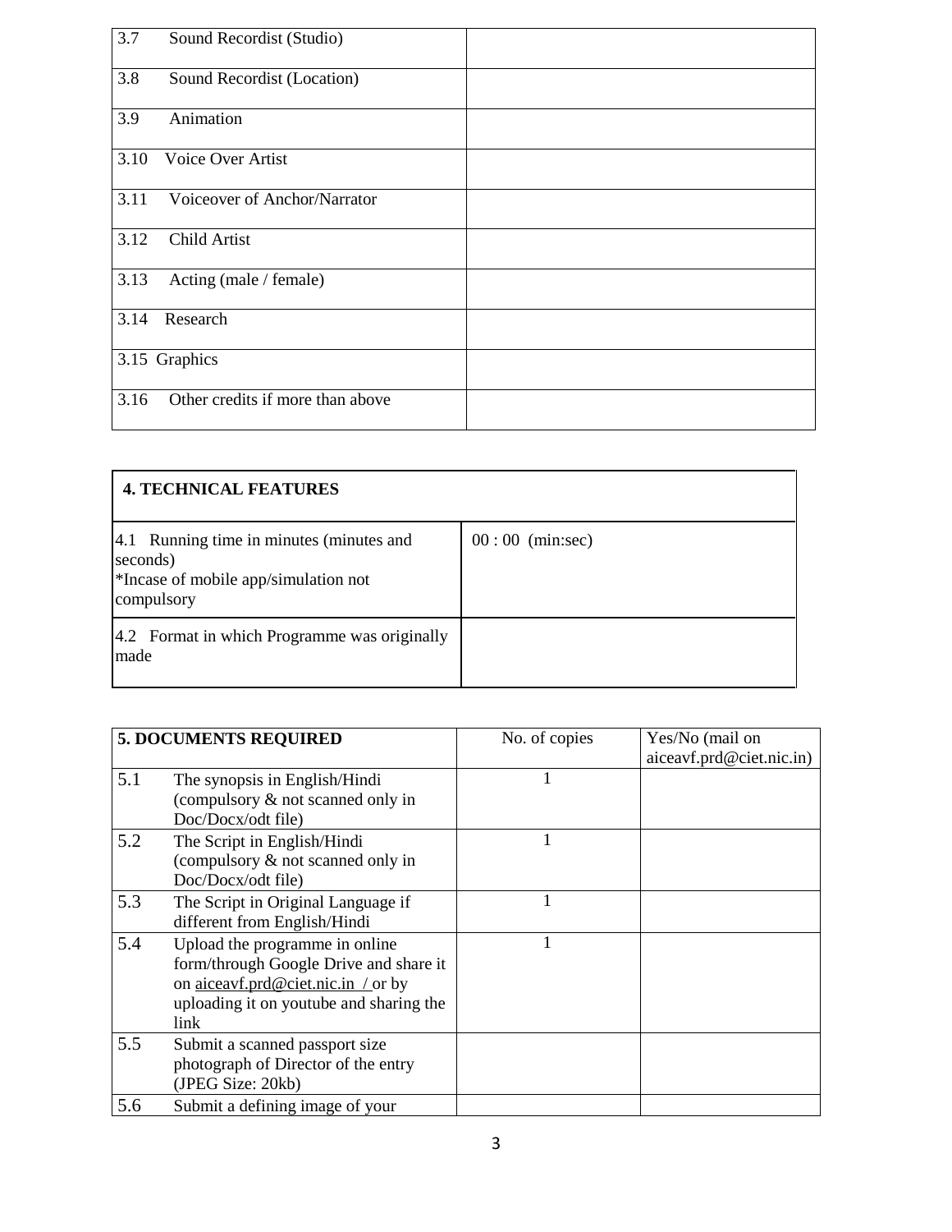| | |
|---|---|
| 3.7 Sound Recordist (Studio) | |
| 3.8 Sound Recordist (Location) | |
| 3.9 Animation | |
| 3.10 Voice Over Artist | |
| 3.11 Voiceover of Anchor/Narrator | |
| 3.12 Child Artist | |
| 3.13 Acting (male / female) | |
| 3.14 Research | |
| 3.15 Graphics | |
| 3.16 Other credits if more than above | |

| **4. TECHNICAL FEATURES** | |
|---|---|
| 4.1 Running time in minutes (minutes and seconds)<br>*Incase of mobile app/simulation not compulsory | 00 : 00 (min:sec) |
| 4.2 Format in which Programme was originally made | |

| **5. DOCUMENTS REQUIRED** | | No. of copies | Yes/No (mail on aiceavf.prd@ciet.nic.in) |
|---|---|---|---|
| 5.1 | The synopsis in English/Hindi (compulsory & not scanned only in Doc/Docx/odt file) | 1 | |
| 5.2 | The Script in English/Hindi (compulsory & not scanned only in Doc/Docx/odt file) | 1 | |
| 5.3 | The Script in Original Language if different from English/Hindi | 1 | |
| 5.4 | Upload the programme in online form/through Google Drive and share it on aiceavf.prd@ciet.nic.in / or by uploading it on youtube and sharing the link | 1 | |
| 5.5 | Submit a scanned passport size photograph of Director of the entry (JPEG Size: 20kb) | | |
| 5.6 | Submit a defining image of your | | |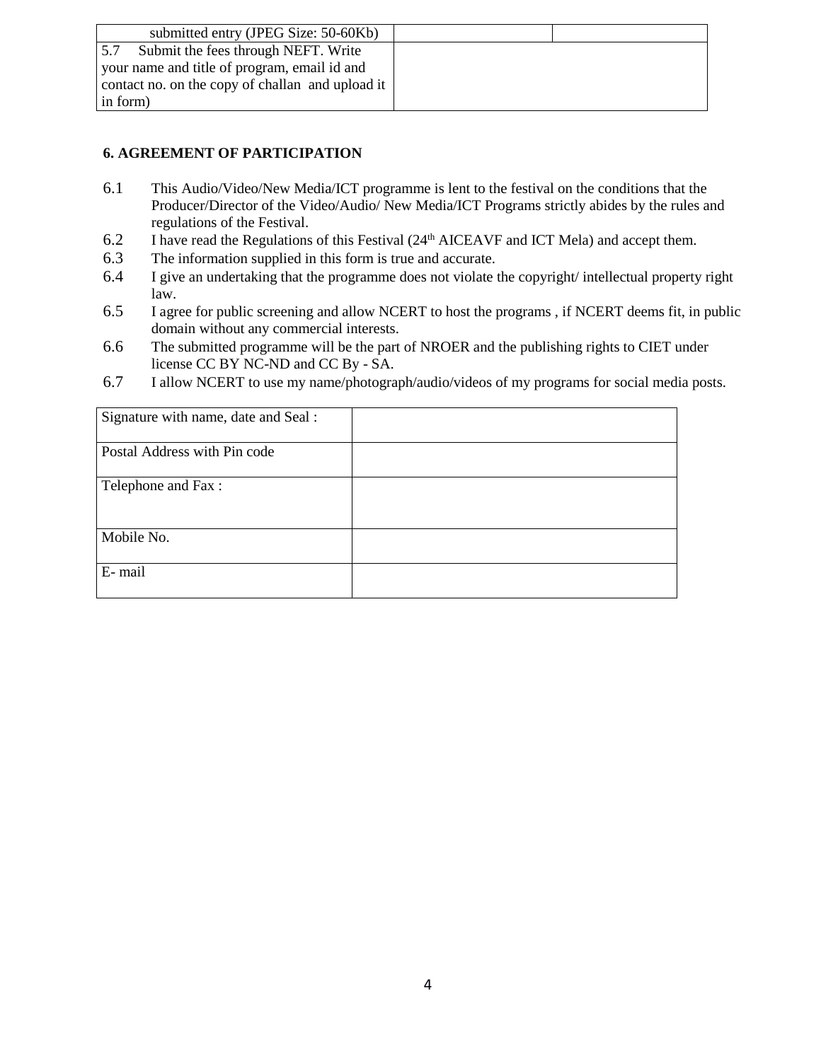| | | |
|---|---|---|
| submitted entry (JPEG Size: 50-60Kb) | | |
| 5.7 Submit the fees through NEFT. Write your name and title of program, email id and contact no. on the copy of challan and upload it in form) | | |

**6. AGREEMENT OF PARTICIPATION**

6.1 This Audio/Video/New Media/ICT programme is lent to the festival on the conditions that the Producer/Director of the Video/Audio/ New Media/ICT Programs strictly abides by the rules and regulations of the Festival.

6.2 I have read the Regulations of this Festival (24th AICEAVF and ICT Mela) and accept them.

6.3 The information supplied in this form is true and accurate.

6.4 I give an undertaking that the programme does not violate the copyright/ intellectual property right law.

6.5 I agree for public screening and allow NCERT to host the programs , if NCERT deems fit, in public domain without any commercial interests.

6.6 The submitted programme will be the part of NROER and the publishing rights to CIET under license CC BY NC-ND and CC By - SA.

6.7 I allow NCERT to use my name/photograph/audio/videos of my programs for social media posts.

| | |
|---|---|
| Signature with name, date and Seal : | |
| Postal Address with Pin code | |
| Telephone and Fax : | |
| Mobile No. | |
| E- mail | |